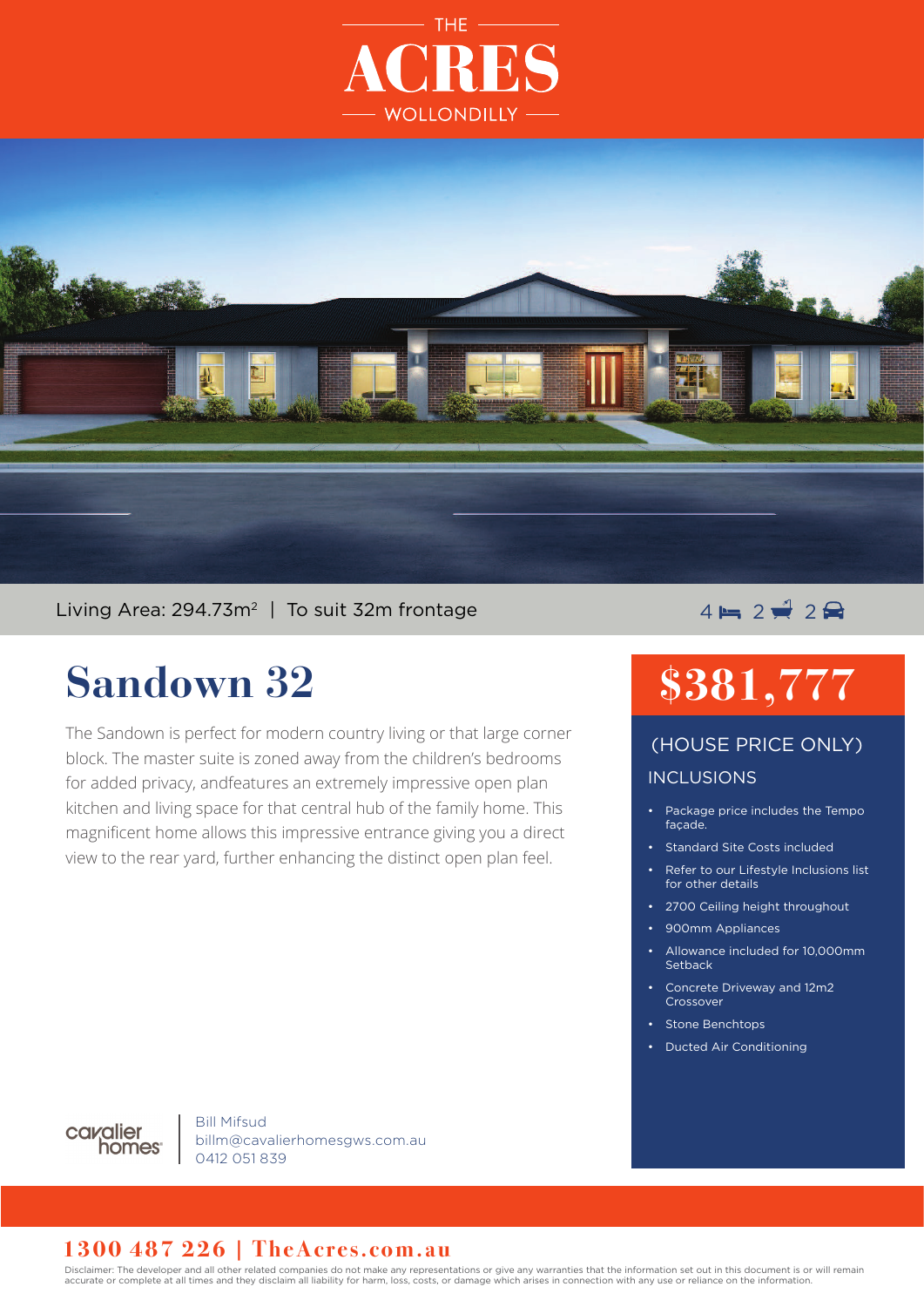THE

# ACRES

WOLLONDILLY

Living Area: 294.73m² | To suit 32m frontage

4 bed 2 bath 2 car

# Sandown 32

The Sandown is perfect for modern country living or that large corner block. The master suite is zoned away from the children's bedrooms for added privacy, andfeatures an extremely impressive open plan kitchen and living space for that central hub of the family home. This magnificent home allows this impressive entrance giving you a direct view to the rear yard, further enhancing the distinct open plan feel.

## $381,777

(HOUSE PRICE ONLY)

### INCLUSIONS

- Package price includes the Tempo façade.
- Standard Site Costs included
- Refer to our Lifestyle Inclusions list for other details
- 2700 Ceiling height throughout
- 900mm Appliances
- Allowance included for 10,000mm Setback
- Concrete Driveway and 12m2 Crossover
- Stone Benchtops
- Ducted Air Conditioning

cavalier homes

Bill Mifsud
billm@cavalierhomesgws.com.au
0412 051 839

**1300 487 226 | TheAcres.com.au**

Disclaimer: The developer and all other related companies do not make any representations or give any warranties that the information set out in this document is or will remain accurate or complete at all times and they disclaim all liability for harm, loss, costs, or damage which arises in connection with any use or reliance on the information.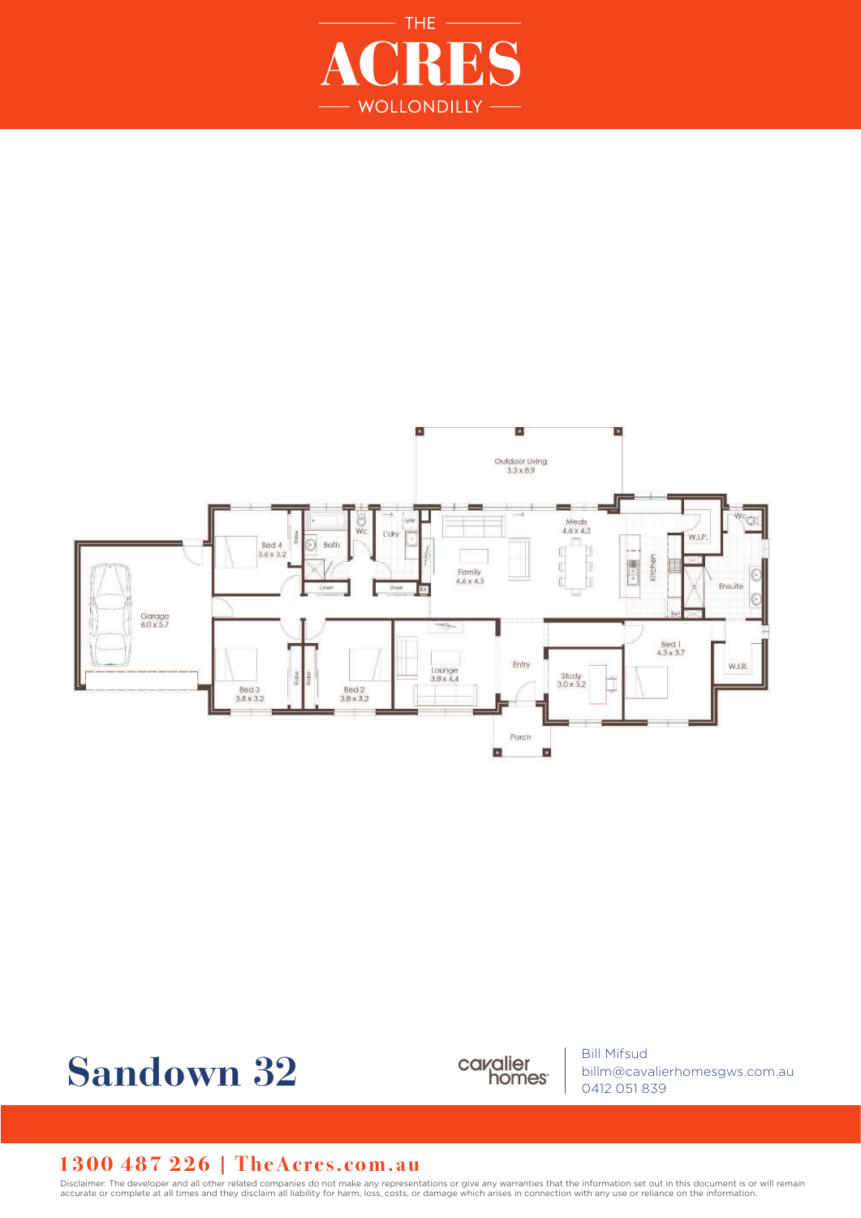THE

# ACRES

WOLLONDILLY

Outdoor Living
3.3 x 8.9

Bed 4
3.6 x 3.2

Robe

Bath

Wc

L'dry

MW

Meals
4.6 x 4.3

Family
4.6 x 4.3

Kitchen

W.I.P.

Wc

Ensuite

Linen

Linen

Garage
6.0 x 5.7

Bed 3
3.8 x 3.2

Robe

Robe

Bed 2
3.8 x 3.2

Lounge
3.8 x 4.4

Entry

Study
3.0 x 3.2

Bed 1
4.3 x 3.7

W.I.R.

Porch

# Sandown 32

cavalier homes

Bill Mifsud
billm@cavalierhomesgws.com.au
0412 051 839

**1300 487 226 | TheAcres.com.au**

Disclaimer: The developer and all other related companies do not make any representations or give any warranties that the information set out in this document is or will remain accurate or complete at all times and they disclaim all liability for harm, loss, costs, or damage which arises in connection with any use or reliance on the information.